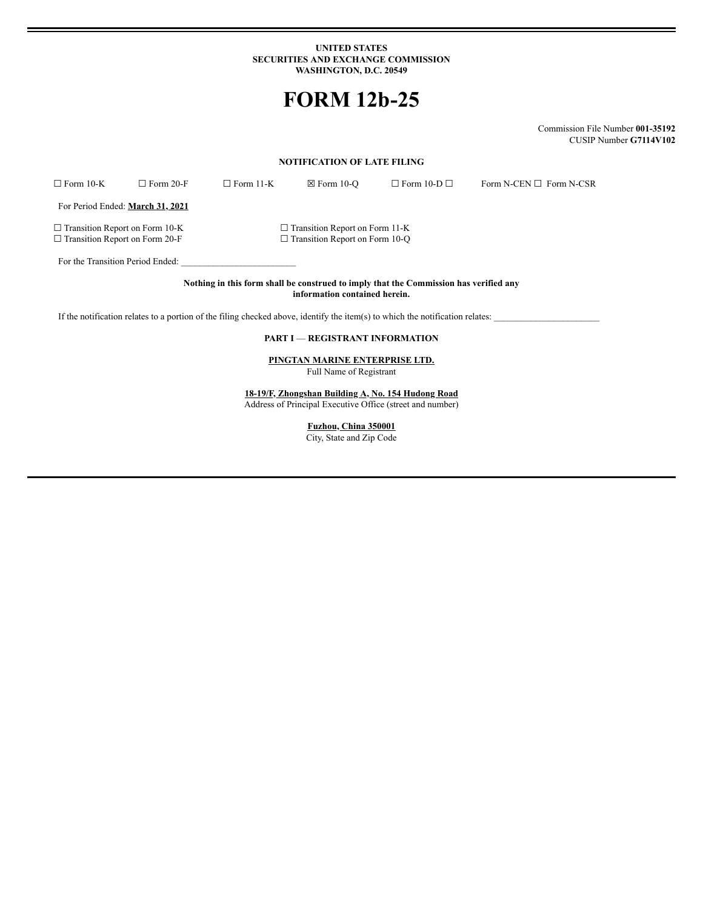**UNITED STATES**
**SECURITIES AND EXCHANGE COMMISSION**
**WASHINGTON, D.C. 20549**

# FORM 12b-25

Commission File Number **001-35192**
CUSIP Number **G7114V102**

**NOTIFICATION OF LATE FILING**

☐ Form 10-K ☐ Form 20-F ☐ Form 11-K ☒ Form 10-Q ☐ Form 10-D ☐ Form N-CEN ☐ Form N-CSR

For Period Ended: **March 31, 2021**

☐ Transition Report on Form 10-K
☐ Transition Report on Form 20-F
☐ Transition Report on Form 11-K
☐ Transition Report on Form 10-Q

For the Transition Period Ended: ________________________

**Nothing in this form shall be construed to imply that the Commission has verified any information contained herein.**

If the notification relates to a portion of the filing checked above, identify the item(s) to which the notification relates: ______________________

**PART I — REGISTRANT INFORMATION**

**PINGTAN MARINE ENTERPRISE LTD.**
Full Name of Registrant

**18-19/F, Zhongshan Building A, No. 154 Hudong Road**
Address of Principal Executive Office (street and number)

**Fuzhou, China 350001**
City, State and Zip Code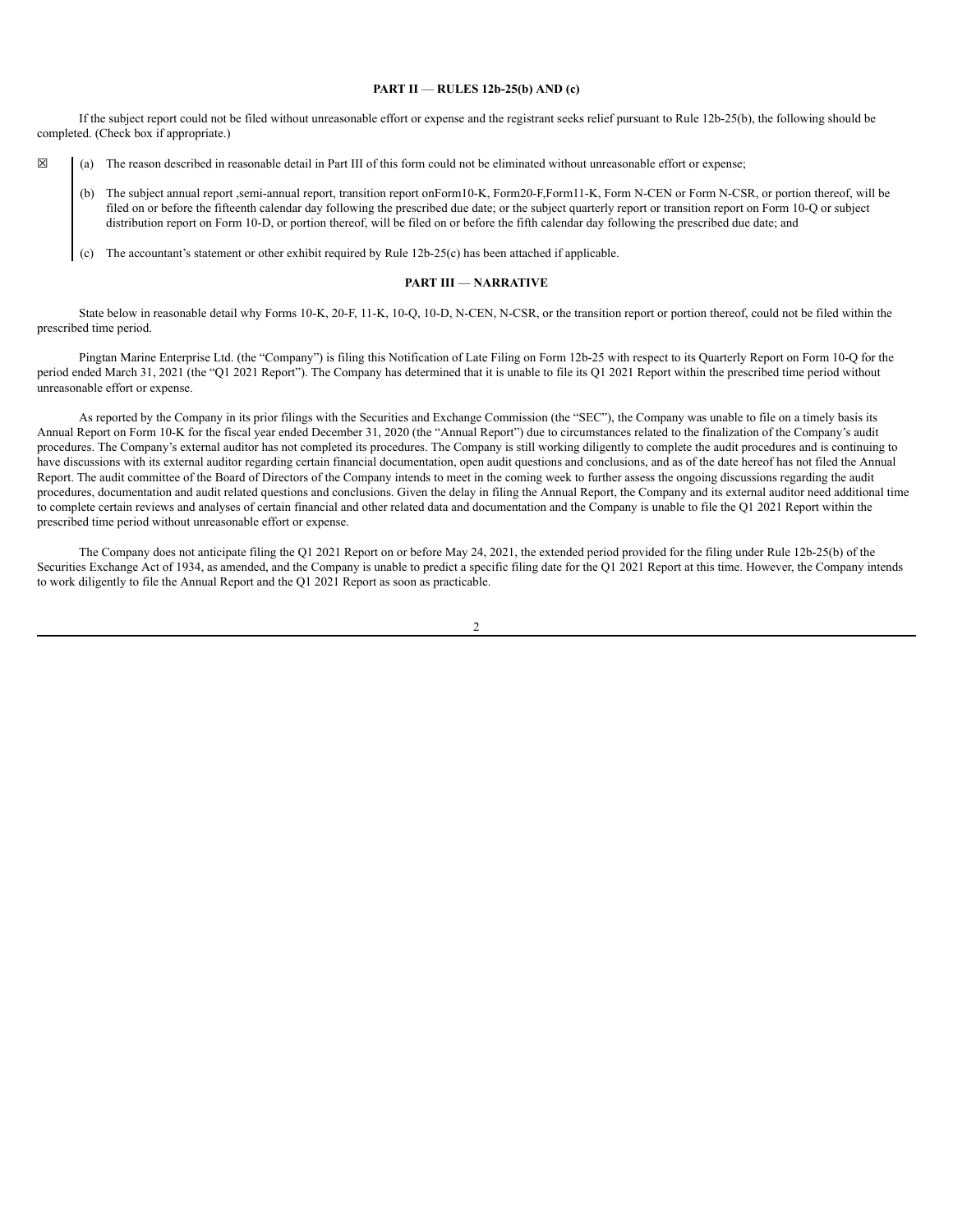**PART II — RULES 12b-25(b) AND (c)**

If the subject report could not be filed without unreasonable effort or expense and the registrant seeks relief pursuant to Rule 12b-25(b), the following should be completed. (Check box if appropriate.)

☒

(a) The reason described in reasonable detail in Part III of this form could not be eliminated without unreasonable effort or expense;

(b) The subject annual report ,semi-annual report, transition report onForm10-K, Form20-F,Form11-K, Form N-CEN or Form N-CSR, or portion thereof, will be filed on or before the fifteenth calendar day following the prescribed due date; or the subject quarterly report or transition report on Form 10-Q or subject distribution report on Form 10-D, or portion thereof, will be filed on or before the fifth calendar day following the prescribed due date; and

(c) The accountant's statement or other exhibit required by Rule 12b-25(c) has been attached if applicable.

**PART III — NARRATIVE**

State below in reasonable detail why Forms 10-K, 20-F, 11-K, 10-Q, 10-D, N-CEN, N-CSR, or the transition report or portion thereof, could not be filed within the prescribed time period.

Pingtan Marine Enterprise Ltd. (the "Company") is filing this Notification of Late Filing on Form 12b-25 with respect to its Quarterly Report on Form 10-Q for the period ended March 31, 2021 (the "Q1 2021 Report"). The Company has determined that it is unable to file its Q1 2021 Report within the prescribed time period without unreasonable effort or expense.

As reported by the Company in its prior filings with the Securities and Exchange Commission (the "SEC"), the Company was unable to file on a timely basis its Annual Report on Form 10-K for the fiscal year ended December 31, 2020 (the "Annual Report") due to circumstances related to the finalization of the Company's audit procedures. The Company's external auditor has not completed its procedures. The Company is still working diligently to complete the audit procedures and is continuing to have discussions with its external auditor regarding certain financial documentation, open audit questions and conclusions, and as of the date hereof has not filed the Annual Report. The audit committee of the Board of Directors of the Company intends to meet in the coming week to further assess the ongoing discussions regarding the audit procedures, documentation and audit related questions and conclusions. Given the delay in filing the Annual Report, the Company and its external auditor need additional time to complete certain reviews and analyses of certain financial and other related data and documentation and the Company is unable to file the Q1 2021 Report within the prescribed time period without unreasonable effort or expense.

The Company does not anticipate filing the Q1 2021 Report on or before May 24, 2021, the extended period provided for the filing under Rule 12b-25(b) of the Securities Exchange Act of 1934, as amended, and the Company is unable to predict a specific filing date for the Q1 2021 Report at this time. However, the Company intends to work diligently to file the Annual Report and the Q1 2021 Report as soon as practicable.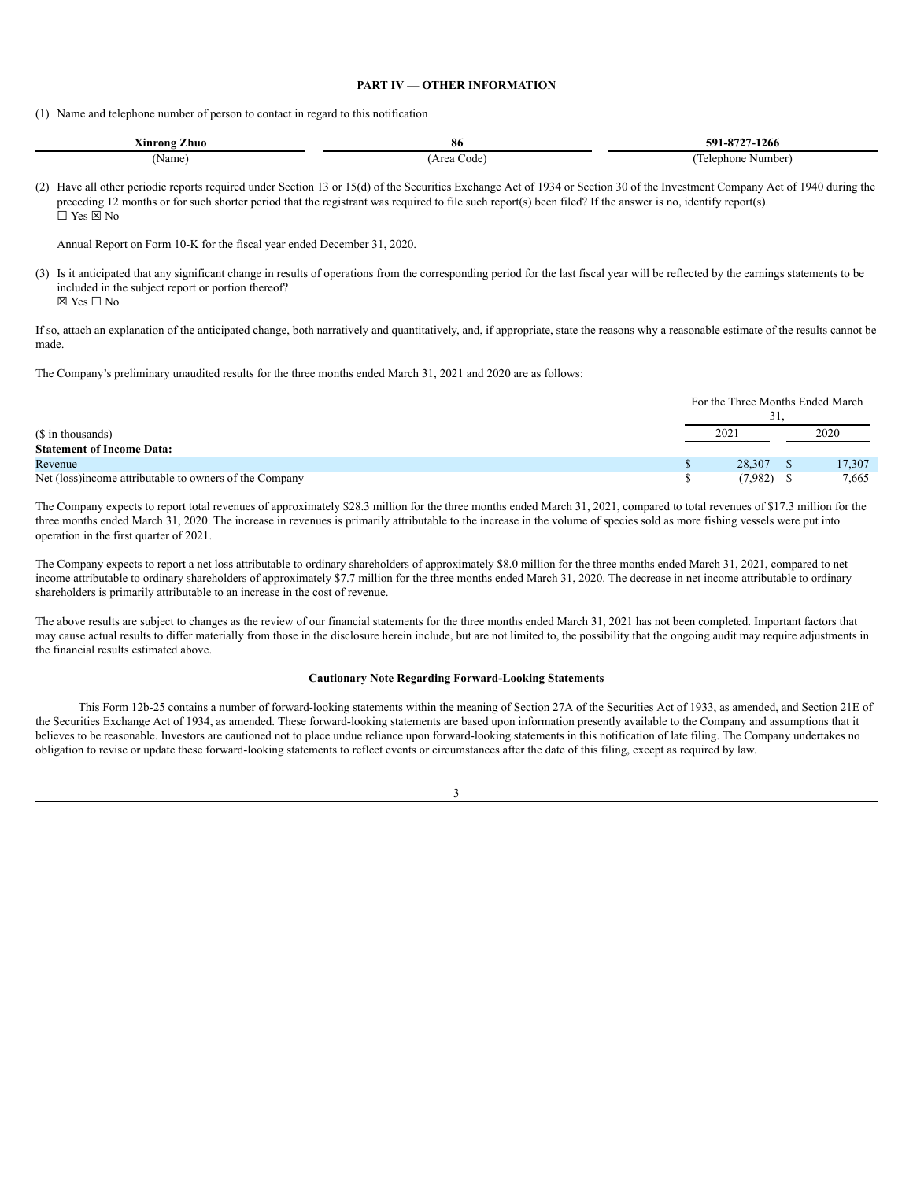## PART IV — OTHER INFORMATION

(1) Name and telephone number of person to contact in regard to this notification

| Xinrong Zhuo | 86 | 591-8727-1266 |
|---|---|---|
| (Name) | (Area Code) | (Telephone Number) |

(2) Have all other periodic reports required under Section 13 or 15(d) of the Securities Exchange Act of 1934 or Section 30 of the Investment Company Act of 1940 during the preceding 12 months or for such shorter period that the registrant was required to file such report(s) been filed? If the answer is no, identify report(s).
☐ Yes ☒ No

Annual Report on Form 10-K for the fiscal year ended December 31, 2020.

(3) Is it anticipated that any significant change in results of operations from the corresponding period for the last fiscal year will be reflected by the earnings statements to be included in the subject report or portion thereof?
☒ Yes ☐ No

If so, attach an explanation of the anticipated change, both narratively and quantitatively, and, if appropriate, state the reasons why a reasonable estimate of the results cannot be made.

The Company's preliminary unaudited results for the three months ended March 31, 2021 and 2020 are as follows:

| | For the Three Months Ended March 31, | |
|---|---|---|
| ($ in thousands) | 2021 | 2020 |
| **Statement of Income Data:** | | |
| Revenue | $ 28,307 | $ 17,307 |
| Net (loss)income attributable to owners of the Company | $ (7,982) | $ 7,665 |

The Company expects to report total revenues of approximately $28.3 million for the three months ended March 31, 2021, compared to total revenues of $17.3 million for the three months ended March 31, 2020. The increase in revenues is primarily attributable to the increase in the volume of species sold as more fishing vessels were put into operation in the first quarter of 2021.

The Company expects to report a net loss attributable to ordinary shareholders of approximately $8.0 million for the three months ended March 31, 2021, compared to net income attributable to ordinary shareholders of approximately $7.7 million for the three months ended March 31, 2020. The decrease in net income attributable to ordinary shareholders is primarily attributable to an increase in the cost of revenue.

The above results are subject to changes as the review of our financial statements for the three months ended March 31, 2021 has not been completed. Important factors that may cause actual results to differ materially from those in the disclosure herein include, but are not limited to, the possibility that the ongoing audit may require adjustments in the financial results estimated above.

### Cautionary Note Regarding Forward-Looking Statements

This Form 12b-25 contains a number of forward-looking statements within the meaning of Section 27A of the Securities Act of 1933, as amended, and Section 21E of the Securities Exchange Act of 1934, as amended. These forward-looking statements are based upon information presently available to the Company and assumptions that it believes to be reasonable. Investors are cautioned not to place undue reliance upon forward-looking statements in this notification of late filing. The Company undertakes no obligation to revise or update these forward-looking statements to reflect events or circumstances after the date of this filing, except as required by law.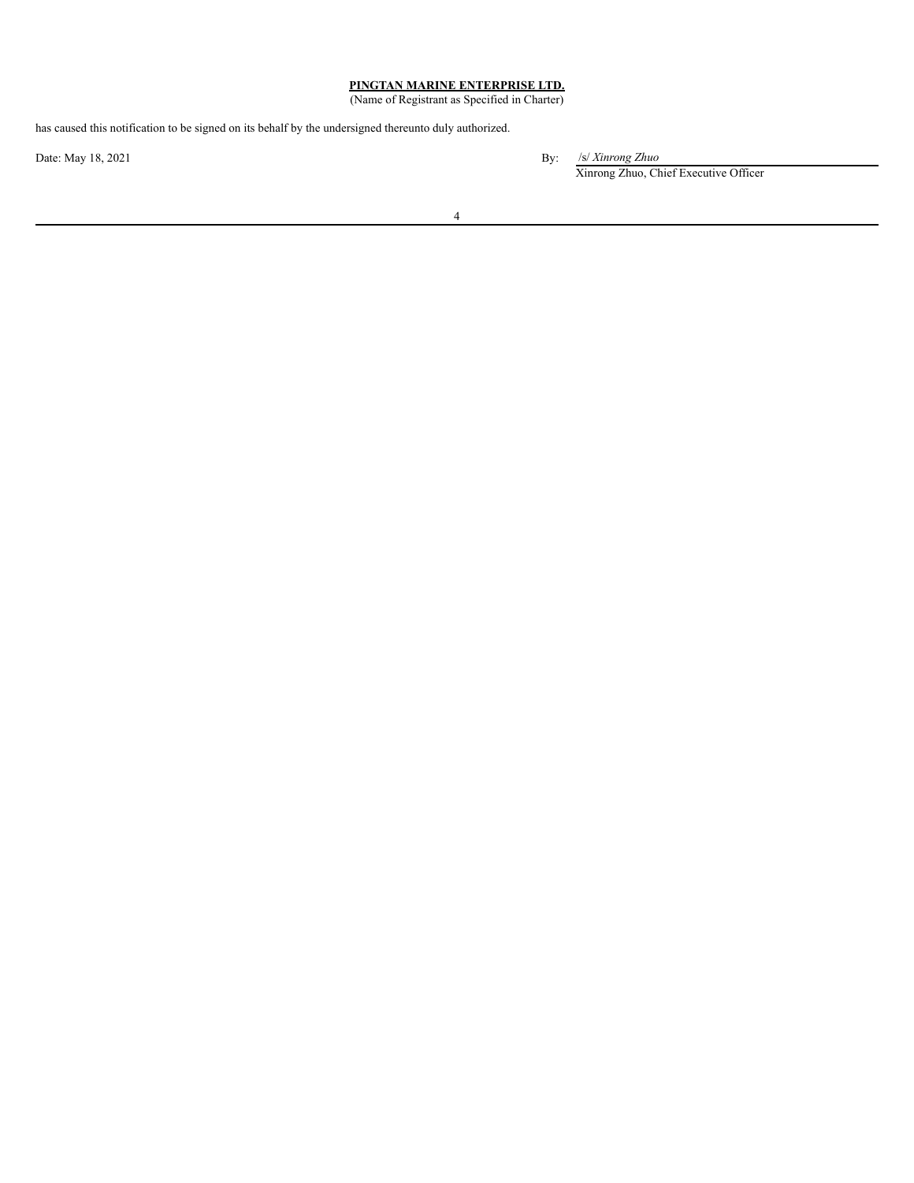**PINGTAN MARINE ENTERPRISE LTD.**
(Name of Registrant as Specified in Charter)

has caused this notification to be signed on its behalf by the undersigned thereunto duly authorized.

| | |
|---|---|
| Date: May 18, 2021 | By: /s/ *Xinrong Zhuo* |
| | Xinrong Zhuo, Chief Executive Officer |